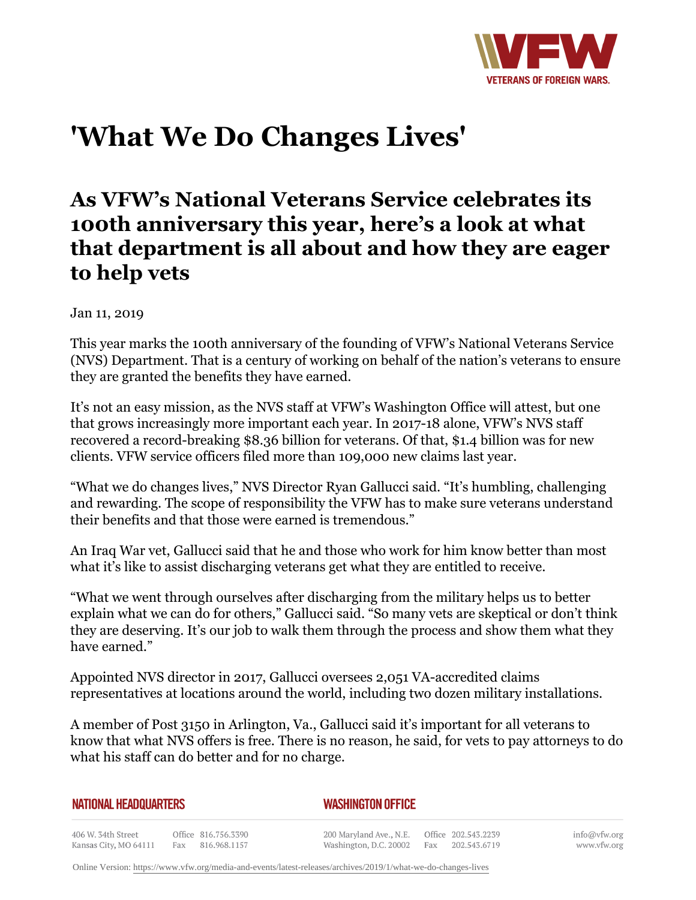# 'What We Do Changes Lives'

## As VFW's National Veterans Service celebrates its 100th anniversary this year, here's a look at what that department is all about and how they are eager to help vets

Jan 11, 2019

This year marks the 100th anniversary of the founding of VFW's National Veterans Service (NVS) Department. That is a century of working on behalf of the nation's veterans to ensure they are granted the benefits they have earned.

It's not an easy mission, as the NVS staff at VFW's Washington Office will attest, but one that grows increasingly more important each year. In 2017-18 alone, VFW's NVS staff recovered a record-breaking $8.36 billion for veterans. Of that, $1.4 billion was for new clients. VFW service officers filed more than 109,000 new claims last year.

"What we do changes lives," NVS Director Ryan Gallucci said. "It's humbling, challenging and rewarding. The scope of responsibility the VFW has to make sure veterans understand their benefits and that those were earned is tremendous."

An Iraq War vet, Gallucci said that he and those who work for him know better than most what it's like to assist discharging veterans get what they are entitled to receive.

"What we went through ourselves after discharging from the military helps us to better explain what we can do for others," Gallucci said. "So many vets are skeptical or don't think they are deserving. It's our job to walk them through the process and show them what they have earned."

Appointed NVS director in 2017, Gallucci oversees 2,051 VA-accredited claims representatives at locations around the world, including two dozen military installations.

A member of Post 3150 in Arlington, Va., Gallucci said it's important for all veterans to know that what NVS offers is free. There is no reason, he said, for vets to pay attorneys to do what his staff can do better and for no charge.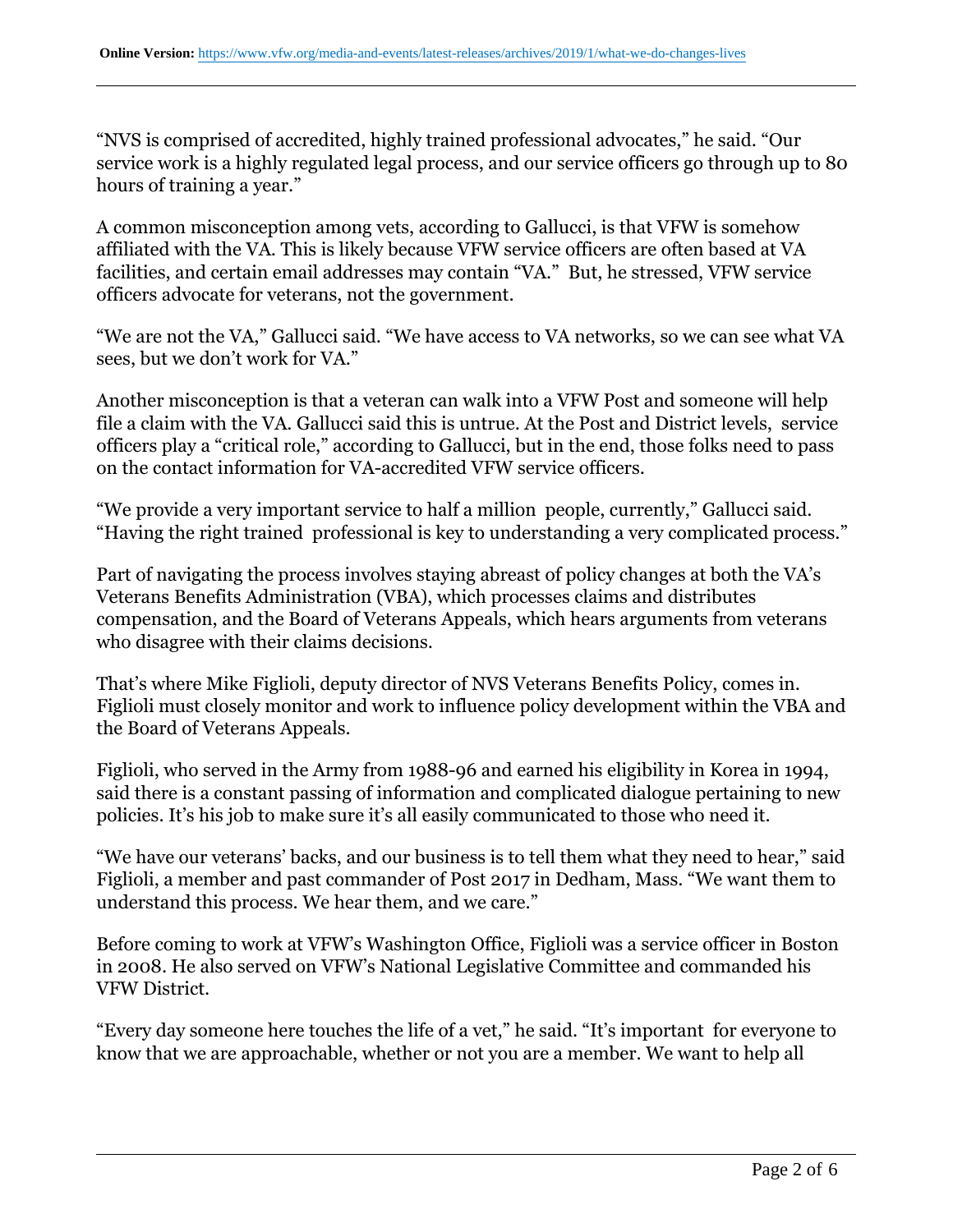“NVS is comprised of accredited, highly trained professional advocates,” he said. “Our service work is a highly regulated legal process, and our service officers go through up to 80 hours of training a year.”

A common misconception among vets, according to Gallucci, is that VFW is somehow affiliated with the VA. This is likely because VFW service officers are often based at VA facilities, and certain email addresses may contain “VA.” But, he stressed, VFW service officers advocate for veterans, not the government.

“We are not the VA,” Gallucci said. “We have access to VA networks, so we can see what VA sees, but we don’t work for VA.”

Another misconception is that a veteran can walk into a VFW Post and someone will help file a claim with the VA. Gallucci said this is untrue. At the Post and District levels, service officers play a “critical role,” according to Gallucci, but in the end, those folks need to pass on the contact information for VA-accredited VFW service officers.

“We provide a very important service to half a million people, currently,” Gallucci said. “Having the right trained professional is key to understanding a very complicated process.”

Part of navigating the process involves staying abreast of policy changes at both the VA’s Veterans Benefits Administration (VBA), which processes claims and distributes compensation, and the Board of Veterans Appeals, which hears arguments from veterans who disagree with their claims decisions.

That’s where Mike Figlioli, deputy director of NVS Veterans Benefits Policy, comes in. Figlioli must closely monitor and work to influence policy development within the VBA and the Board of Veterans Appeals.

Figlioli, who served in the Army from 1988-96 and earned his eligibility in Korea in 1994, said there is a constant passing of information and complicated dialogue pertaining to new policies. It’s his job to make sure it’s all easily communicated to those who need it.

“We have our veterans’ backs, and our business is to tell them what they need to hear,” said Figlioli, a member and past commander of Post 2017 in Dedham, Mass. “We want them to understand this process. We hear them, and we care.”

Before coming to work at VFW’s Washington Office, Figlioli was a service officer in Boston in 2008. He also served on VFW’s National Legislative Committee and commanded his VFW District.

“Every day someone here touches the life of a vet,” he said. “It’s important for everyone to know that we are approachable, whether or not you are a member. We want to help all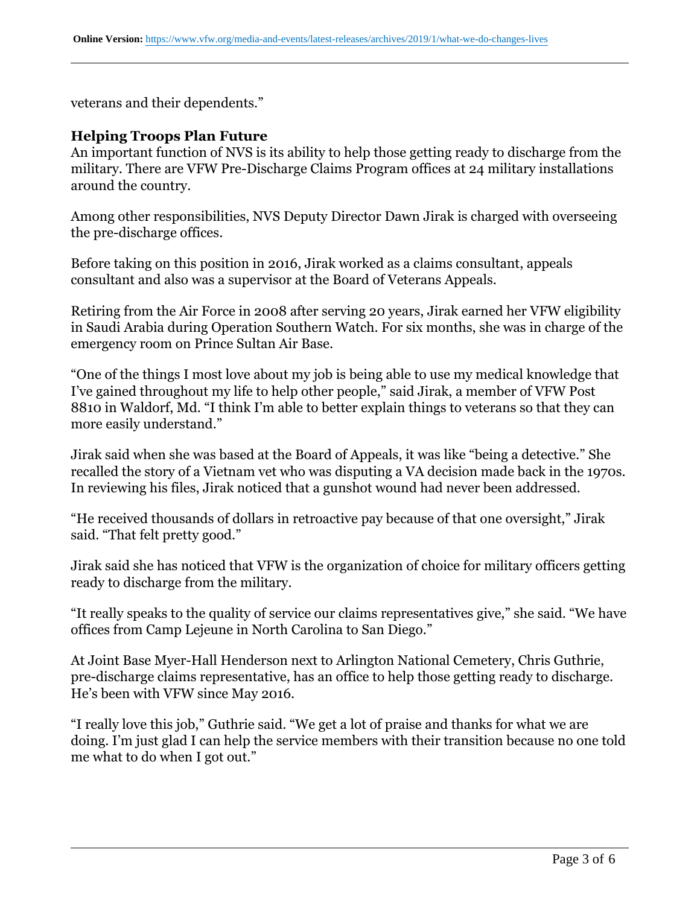veterans and their dependents."

### Helping Troops Plan Future

An important function of NVS is its ability to help those getting ready to discharge from the military. There are VFW Pre-Discharge Claims Program offices at 24 military installations around the country.

Among other responsibilities, NVS Deputy Director Dawn Jirak is charged with overseeing the pre-discharge offices.

Before taking on this position in 2016, Jirak worked as a claims consultant, appeals consultant and also was a supervisor at the Board of Veterans Appeals.

Retiring from the Air Force in 2008 after serving 20 years, Jirak earned her VFW eligibility in Saudi Arabia during Operation Southern Watch. For six months, she was in charge of the emergency room on Prince Sultan Air Base.

"One of the things I most love about my job is being able to use my medical knowledge that I've gained throughout my life to help other people," said Jirak, a member of VFW Post 8810 in Waldorf, Md. "I think I'm able to better explain things to veterans so that they can more easily understand."

Jirak said when she was based at the Board of Appeals, it was like "being a detective." She recalled the story of a Vietnam vet who was disputing a VA decision made back in the 1970s. In reviewing his files, Jirak noticed that a gunshot wound had never been addressed.

"He received thousands of dollars in retroactive pay because of that one oversight," Jirak said. "That felt pretty good."

Jirak said she has noticed that VFW is the organization of choice for military officers getting ready to discharge from the military.

"It really speaks to the quality of service our claims representatives give," she said. "We have offices from Camp Lejeune in North Carolina to San Diego."

At Joint Base Myer-Hall Henderson next to Arlington National Cemetery, Chris Guthrie, pre-discharge claims representative, has an office to help those getting ready to discharge. He's been with VFW since May 2016.

"I really love this job," Guthrie said. "We get a lot of praise and thanks for what we are doing. I'm just glad I can help the service members with their transition because no one told me what to do when I got out."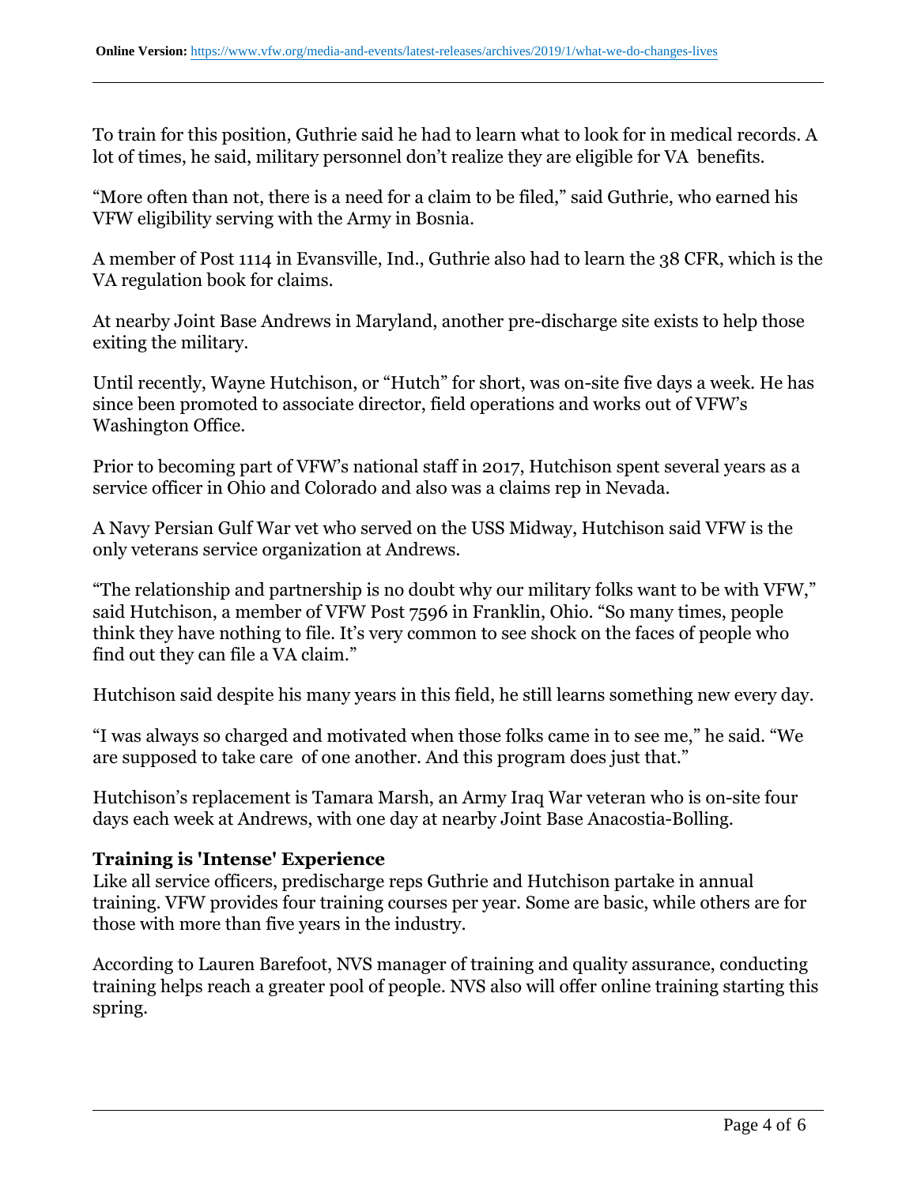To train for this position, Guthrie said he had to learn what to look for in medical records. A lot of times, he said, military personnel don't realize they are eligible for VA benefits.

"More often than not, there is a need for a claim to be filed," said Guthrie, who earned his VFW eligibility serving with the Army in Bosnia.

A member of Post 1114 in Evansville, Ind., Guthrie also had to learn the 38 CFR, which is the VA regulation book for claims.

At nearby Joint Base Andrews in Maryland, another pre-discharge site exists to help those exiting the military.

Until recently, Wayne Hutchison, or "Hutch" for short, was on-site five days a week. He has since been promoted to associate director, field operations and works out of VFW's Washington Office.

Prior to becoming part of VFW's national staff in 2017, Hutchison spent several years as a service officer in Ohio and Colorado and also was a claims rep in Nevada.

A Navy Persian Gulf War vet who served on the USS Midway, Hutchison said VFW is the only veterans service organization at Andrews.

"The relationship and partnership is no doubt why our military folks want to be with VFW," said Hutchison, a member of VFW Post 7596 in Franklin, Ohio. "So many times, people think they have nothing to file. It's very common to see shock on the faces of people who find out they can file a VA claim."

Hutchison said despite his many years in this field, he still learns something new every day.

"I was always so charged and motivated when those folks came in to see me," he said. "We are supposed to take care of one another. And this program does just that."

Hutchison's replacement is Tamara Marsh, an Army Iraq War veteran who is on-site four days each week at Andrews, with one day at nearby Joint Base Anacostia-Bolling.

**Training is 'Intense' Experience**

Like all service officers, predischarge reps Guthrie and Hutchison partake in annual training. VFW provides four training courses per year. Some are basic, while others are for those with more than five years in the industry.

According to Lauren Barefoot, NVS manager of training and quality assurance, conducting training helps reach a greater pool of people. NVS also will offer online training starting this spring.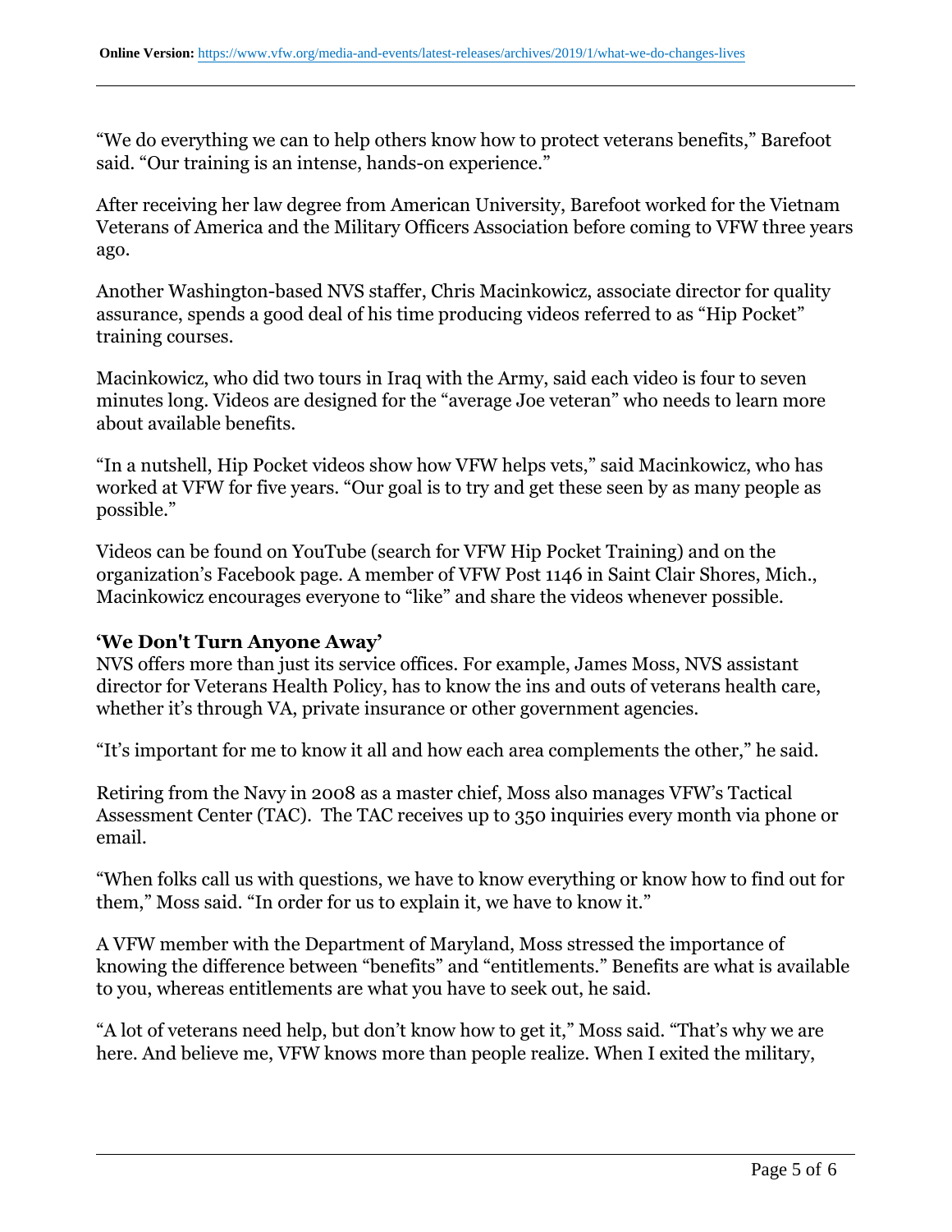"We do everything we can to help others know how to protect veterans benefits," Barefoot said. "Our training is an intense, hands-on experience."

After receiving her law degree from American University, Barefoot worked for the Vietnam Veterans of America and the Military Officers Association before coming to VFW three years ago.

Another Washington-based NVS staffer, Chris Macinkowicz, associate director for quality assurance, spends a good deal of his time producing videos referred to as "Hip Pocket" training courses.

Macinkowicz, who did two tours in Iraq with the Army, said each video is four to seven minutes long. Videos are designed for the "average Joe veteran" who needs to learn more about available benefits.

"In a nutshell, Hip Pocket videos show how VFW helps vets," said Macinkowicz, who has worked at VFW for five years. "Our goal is to try and get these seen by as many people as possible."

Videos can be found on YouTube (search for VFW Hip Pocket Training) and on the organization's Facebook page. A member of VFW Post 1146 in Saint Clair Shores, Mich., Macinkowicz encourages everyone to "like" and share the videos whenever possible.

**'We Don't Turn Anyone Away'**

NVS offers more than just its service offices. For example, James Moss, NVS assistant director for Veterans Health Policy, has to know the ins and outs of veterans health care, whether it's through VA, private insurance or other government agencies.

"It's important for me to know it all and how each area complements the other," he said.

Retiring from the Navy in 2008 as a master chief, Moss also manages VFW's Tactical Assessment Center (TAC). The TAC receives up to 350 inquiries every month via phone or email.

"When folks call us with questions, we have to know everything or know how to find out for them," Moss said. "In order for us to explain it, we have to know it."

A VFW member with the Department of Maryland, Moss stressed the importance of knowing the difference between "benefits" and "entitlements." Benefits are what is available to you, whereas entitlements are what you have to seek out, he said.

"A lot of veterans need help, but don't know how to get it," Moss said. "That's why we are here. And believe me, VFW knows more than people realize. When I exited the military,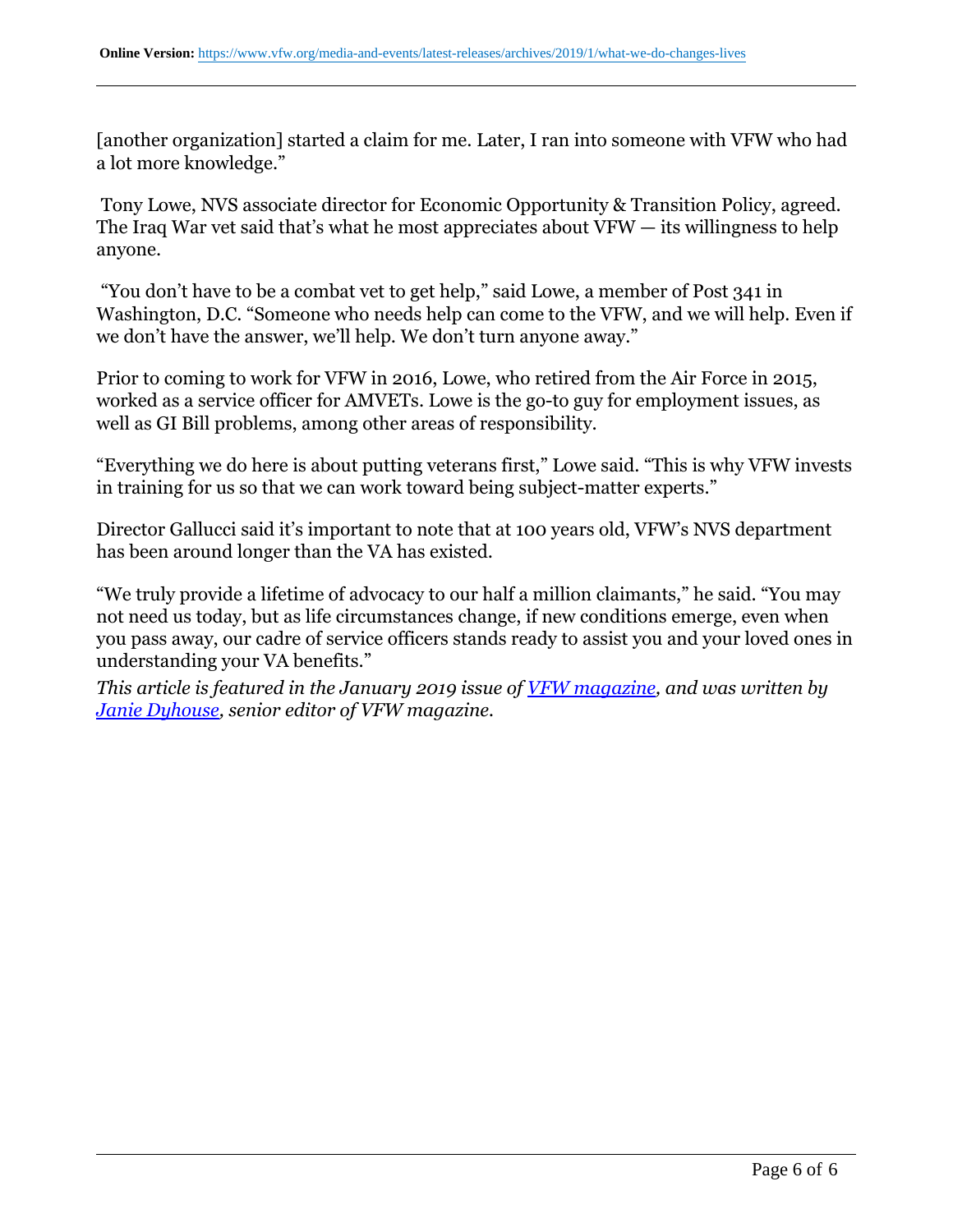[another organization] started a claim for me. Later, I ran into someone with VFW who had a lot more knowledge."

Tony Lowe, NVS associate director for Economic Opportunity & Transition Policy, agreed. The Iraq War vet said that's what he most appreciates about VFW — its willingness to help anyone.

"You don't have to be a combat vet to get help," said Lowe, a member of Post 341 in Washington, D.C. "Someone who needs help can come to the VFW, and we will help. Even if we don't have the answer, we'll help. We don't turn anyone away."

Prior to coming to work for VFW in 2016, Lowe, who retired from the Air Force in 2015, worked as a service officer for AMVETs. Lowe is the go-to guy for employment issues, as well as GI Bill problems, among other areas of responsibility.

"Everything we do here is about putting veterans first," Lowe said. "This is why VFW invests in training for us so that we can work toward being subject-matter experts."

Director Gallucci said it's important to note that at 100 years old, VFW's NVS department has been around longer than the VA has existed.

"We truly provide a lifetime of advocacy to our half a million claimants," he said. "You may not need us today, but as life circumstances change, if new conditions emerge, even when you pass away, our cadre of service officers stands ready to assist you and your loved ones in understanding your VA benefits."

*This article is featured in the January 2019 issue of [VFW magazine](), and was written by [Janie Dyhouse](), senior editor of VFW magazine.*